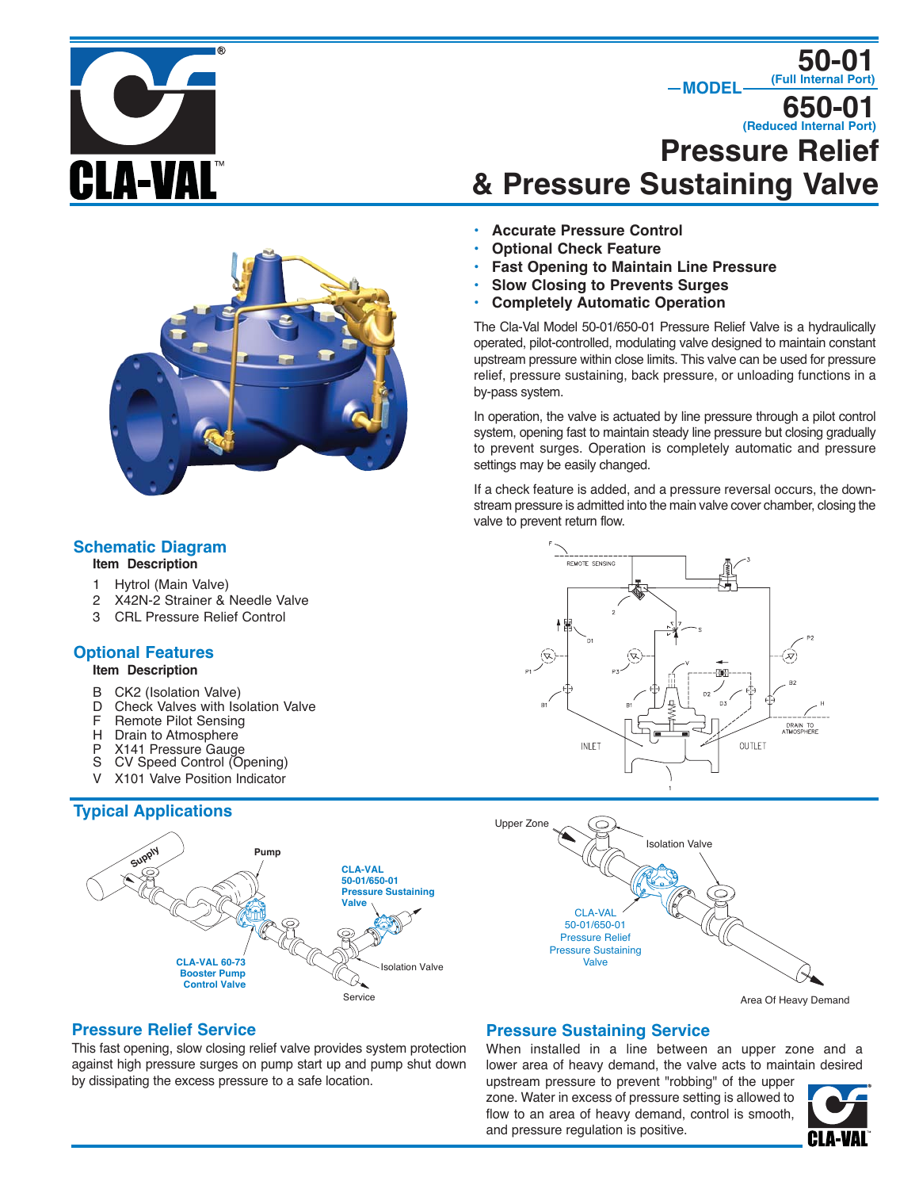# MODEL 50-01 (Full Internal Port) / 650-01 (Reduced Internal Port)

# Pressure Relief & Pressure Sustaining Valve

- **Accurate Pressure Control**
- **Optional Check Feature**
- **Fast Opening to Maintain Line Pressure**
- **Slow Closing to Prevents Surges**
- **Completely Automatic Operation**

The Cla-Val Model 50-01/650-01 Pressure Relief Valve is a hydraulically operated, pilot-controlled, modulating valve designed to maintain constant upstream pressure within close limits. This valve can be used for pressure relief, pressure sustaining, back pressure, or unloading functions in a by-pass system.

In operation, the valve is actuated by line pressure through a pilot control system, opening fast to maintain steady line pressure but closing gradually to prevent surges. Operation is completely automatic and pressure settings may be easily changed.

If a check feature is added, and a pressure reversal occurs, the downstream pressure is admitted into the main valve cover chamber, closing the valve to prevent return flow.

## Schematic Diagram

| Item | Description |
|---|---|
| 1 | Hytrol (Main Valve) |
| 2 | X42N-2 Strainer & Needle Valve |
| 3 | CRL Pressure Relief Control |

## Optional Features

| Item | Description |
|---|---|
| B | CK2 (Isolation Valve) |
| D | Check Valves with Isolation Valve |
| F | Remote Pilot Sensing |
| H | Drain to Atmosphere |
| P | X141 Pressure Gauge |
| S | CV Speed Control (Opening) |
| V | X101 Valve Position Indicator |

## Typical Applications

## Pressure Relief Service

This fast opening, slow closing relief valve provides system protection against high pressure surges on pump start up and pump shut down by dissipating the excess pressure to a safe location.

## Pressure Sustaining Service

When installed in a line between an upper zone and a lower area of heavy demand, the valve acts to maintain desired upstream pressure to prevent "robbing" of the upper zone. Water in excess of pressure setting is allowed to flow to an area of heavy demand, control is smooth, and pressure regulation is positive.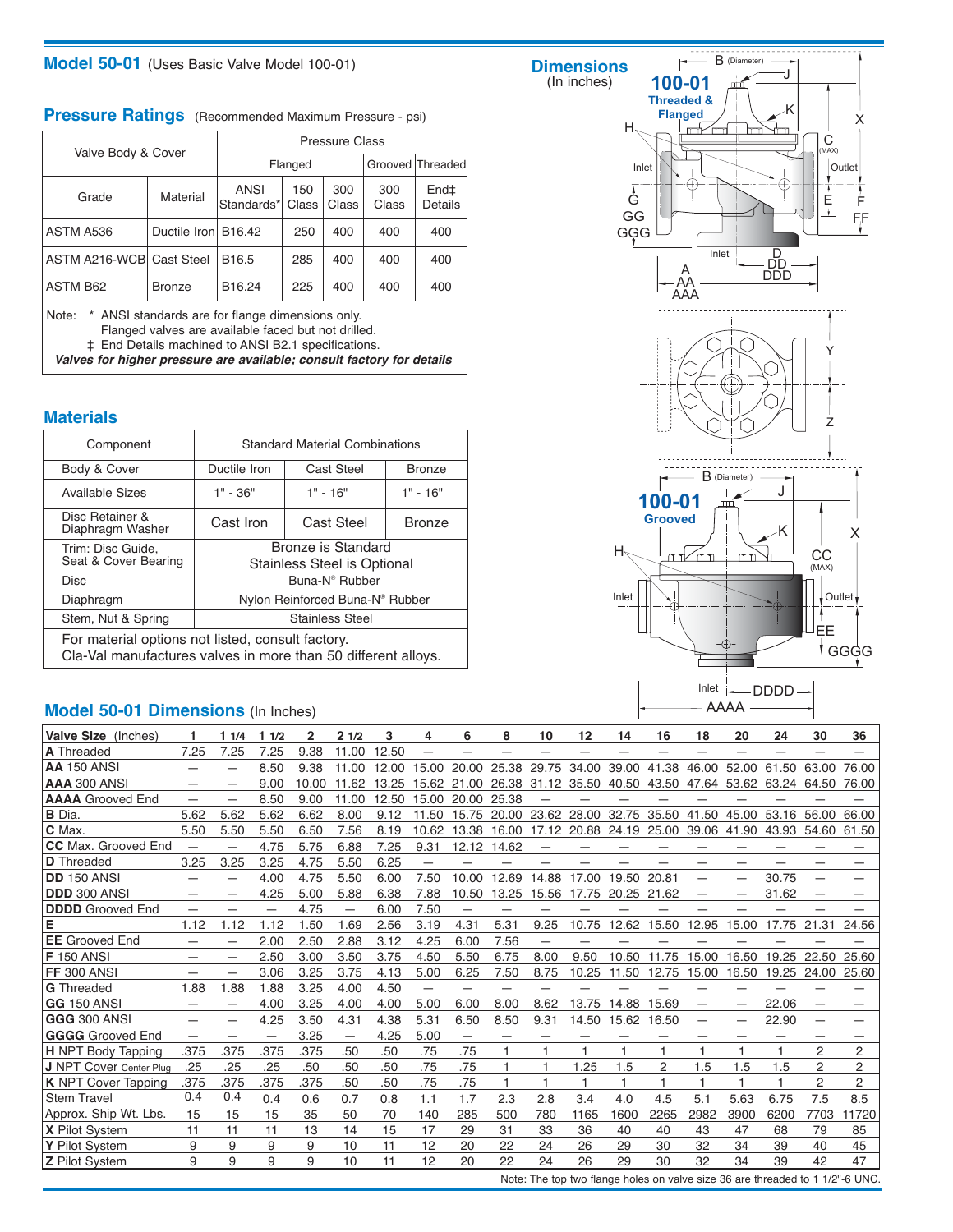## Model 50-01 (Uses Basic Valve Model 100-01)

### Pressure Ratings (Recommended Maximum Pressure - psi)

| Valve Body & Cover | | Pressure Class | | | | |
|---|---|---|---|---|---|---|
| | | Flanged | | | Grooved | Threaded |
| Grade | Material | ANSI Standards* | 150 Class | 300 Class | 300 Class | End‡ Details |
| ASTM A536 | Ductile Iron | B16.42 | 250 | 400 | 400 | 400 |
| ASTM A216-WCB | Cast Steel | B16.5 | 285 | 400 | 400 | 400 |
| ASTM B62 | Bronze | B16.24 | 225 | 400 | 400 | 400 |

Note: * ANSI standards are for flange dimensions only. Flanged valves are available faced but not drilled.
‡ End Details machined to ANSI B2.1 specifications.
***Valves for higher pressure are available; consult factory for details***

### Materials

| Component | Standard Material Combinations | | |
|---|---|---|---|
| Body & Cover | Ductile Iron | Cast Steel | Bronze |
| Available Sizes | 1" - 36" | 1" - 16" | 1" - 16" |
| Disc Retainer & Diaphragm Washer | Cast Iron | Cast Steel | Bronze |
| Trim: Disc Guide, Seat & Cover Bearing | Bronze is Standard Stainless Steel is Optional | | |
| Disc | Buna-N® Rubber | | |
| Diaphragm | Nylon Reinforced Buna-N® Rubber | | |
| Stem, Nut & Spring | Stainless Steel | | |

For material options not listed, consult factory.
Cla-Val manufactures valves in more than 50 different alloys.

## Dimensions (In inches)

100-01 Threaded & Flanged

100-01 Grooved

### Model 50-01 Dimensions (In Inches)

| Valve Size (Inches) | 1 | 1 1/4 | 1 1/2 | 2 | 2 1/2 | 3 | 4 | 6 | 8 | 10 | 12 | 14 | 16 | 18 | 20 | 24 | 30 | 36 |
|---|---|---|---|---|---|---|---|---|---|---|---|---|---|---|---|---|---|---|
| **A** Threaded | 7.25 | 7.25 | 7.25 | 9.38 | 11.00 | 12.50 | — | — | — | — | — | — | — | — | — | — | — | — |
| **AA** 150 ANSI | — | — | 8.50 | 9.38 | 11.00 | 12.00 | 15.00 | 20.00 | 25.38 | 29.75 | 34.00 | 39.00 | 41.38 | 46.00 | 52.00 | 61.50 | 63.00 | 76.00 |
| **AAA** 300 ANSI | — | — | 9.00 | 10.00 | 11.62 | 13.25 | 15.62 | 21.00 | 26.38 | 31.12 | 35.50 | 40.50 | 43.50 | 47.64 | 53.62 | 63.24 | 64.50 | 76.00 |
| **AAAA** Grooved End | — | — | 8.50 | 9.00 | 11.00 | 12.50 | 15.00 | 20.00 | 25.38 | — | — | — | — | — | — | — | — | — |
| **B** Dia. | 5.62 | 5.62 | 5.62 | 6.62 | 8.00 | 9.12 | 11.50 | 15.75 | 20.00 | 23.62 | 28.00 | 32.75 | 35.50 | 41.50 | 45.00 | 53.16 | 56.00 | 66.00 |
| **C** Max. | 5.50 | 5.50 | 5.50 | 6.50 | 7.56 | 8.19 | 10.62 | 13.38 | 16.00 | 17.12 | 20.88 | 24.19 | 25.00 | 39.06 | 41.90 | 43.93 | 54.60 | 61.50 |
| **CC** Max. Grooved End | — | — | 4.75 | 5.75 | 6.88 | 7.25 | 9.31 | 12.12 | 14.62 | — | — | — | — | — | — | — | — | — |
| **D** Threaded | 3.25 | 3.25 | 3.25 | 4.75 | 5.50 | 6.25 | — | — | — | — | — | — | — | — | — | — | — | — |
| **DD** 150 ANSI | — | — | 4.00 | 4.75 | 5.50 | 6.00 | 7.50 | 10.00 | 12.69 | 14.88 | 17.00 | 19.50 | 20.81 | — | — | 30.75 | — | — |
| **DDD** 300 ANSI | — | — | 4.25 | 5.00 | 5.88 | 6.38 | 7.88 | 10.50 | 13.25 | 15.56 | 17.75 | 20.25 | 21.62 | — | — | 31.62 | — | — |
| **DDDD** Grooved End | — | — | — | 4.75 | — | 6.00 | 7.50 | — | — | — | — | — | — | — | — | — | — | — |
| **E** | 1.12 | 1.12 | 1.12 | 1.50 | 1.69 | 2.56 | 3.19 | 4.31 | 5.31 | 9.25 | 10.75 | 12.62 | 15.50 | 12.95 | 15.00 | 17.75 | 21.31 | 24.56 |
| **EE** Grooved End | — | — | 2.00 | 2.50 | 2.88 | 3.12 | 4.25 | 6.00 | 7.56 | — | — | — | — | — | — | — | — | — |
| **F** 150 ANSI | — | — | 2.50 | 3.00 | 3.50 | 3.75 | 4.50 | 5.50 | 6.75 | 8.00 | 9.50 | 10.50 | 11.75 | 15.00 | 16.50 | 19.25 | 22.50 | 25.60 |
| **FF** 300 ANSI | — | — | 3.06 | 3.25 | 3.75 | 4.13 | 5.00 | 6.25 | 7.50 | 8.75 | 10.25 | 11.50 | 12.75 | 15.00 | 16.50 | 19.25 | 24.00 | 25.60 |
| **G** Threaded | 1.88 | 1.88 | 1.88 | 3.25 | 4.00 | 4.50 | — | — | — | — | — | — | — | — | — | — | — | — |
| **GG** 150 ANSI | — | — | 4.00 | 3.25 | 4.00 | 4.00 | 5.00 | 6.00 | 8.00 | 8.62 | 13.75 | 14.88 | 15.69 | — | — | 22.06 | — | — |
| **GGG** 300 ANSI | — | — | 4.25 | 3.50 | 4.31 | 4.38 | 5.31 | 6.50 | 8.50 | 9.31 | 14.50 | 15.62 | 16.50 | — | — | 22.90 | — | — |
| **GGGG** Grooved End | — | — | — | 3.25 | — | 4.25 | 5.00 | — | — | — | — | — | — | — | — | — | — | — |
| **H** NPT Body Tapping | .375 | .375 | .375 | .375 | .50 | .50 | .75 | .75 | 1 | 1 | 1 | 1 | 1 | 1 | 1 | 1 | 2 | 2 |
| **J** NPT Cover Center Plug | .25 | .25 | .25 | .50 | .50 | .50 | .75 | .75 | 1 | 1 | 1.25 | 1.5 | 2 | 1.5 | 1.5 | 1.5 | 2 | 2 |
| **K** NPT Cover Tapping | .375 | .375 | .375 | .375 | .50 | .50 | .75 | .75 | 1 | 1 | 1 | 1 | 1 | 1 | 1 | 1 | 2 | 2 |
| Stem Travel | 0.4 | 0.4 | 0.4 | 0.6 | 0.7 | 0.8 | 1.1 | 1.7 | 2.3 | 2.8 | 3.4 | 4.0 | 4.5 | 5.1 | 5.63 | 6.75 | 7.5 | 8.5 |
| Approx. Ship Wt. Lbs. | 15 | 15 | 15 | 35 | 50 | 70 | 140 | 285 | 500 | 780 | 1165 | 1600 | 2265 | 2982 | 3900 | 6200 | 7703 | 11720 |
| **X** Pilot System | 11 | 11 | 11 | 13 | 14 | 15 | 17 | 29 | 31 | 33 | 36 | 40 | 40 | 43 | 47 | 68 | 79 | 85 |
| **Y** Pilot System | 9 | 9 | 9 | 9 | 10 | 11 | 12 | 20 | 22 | 24 | 26 | 29 | 30 | 32 | 34 | 39 | 40 | 45 |
| **Z** Pilot System | 9 | 9 | 9 | 9 | 10 | 11 | 12 | 20 | 22 | 24 | 26 | 29 | 30 | 32 | 34 | 39 | 42 | 47 |

Note: The top two flange holes on valve size 36 are threaded to 1 1/2"-6 UNC.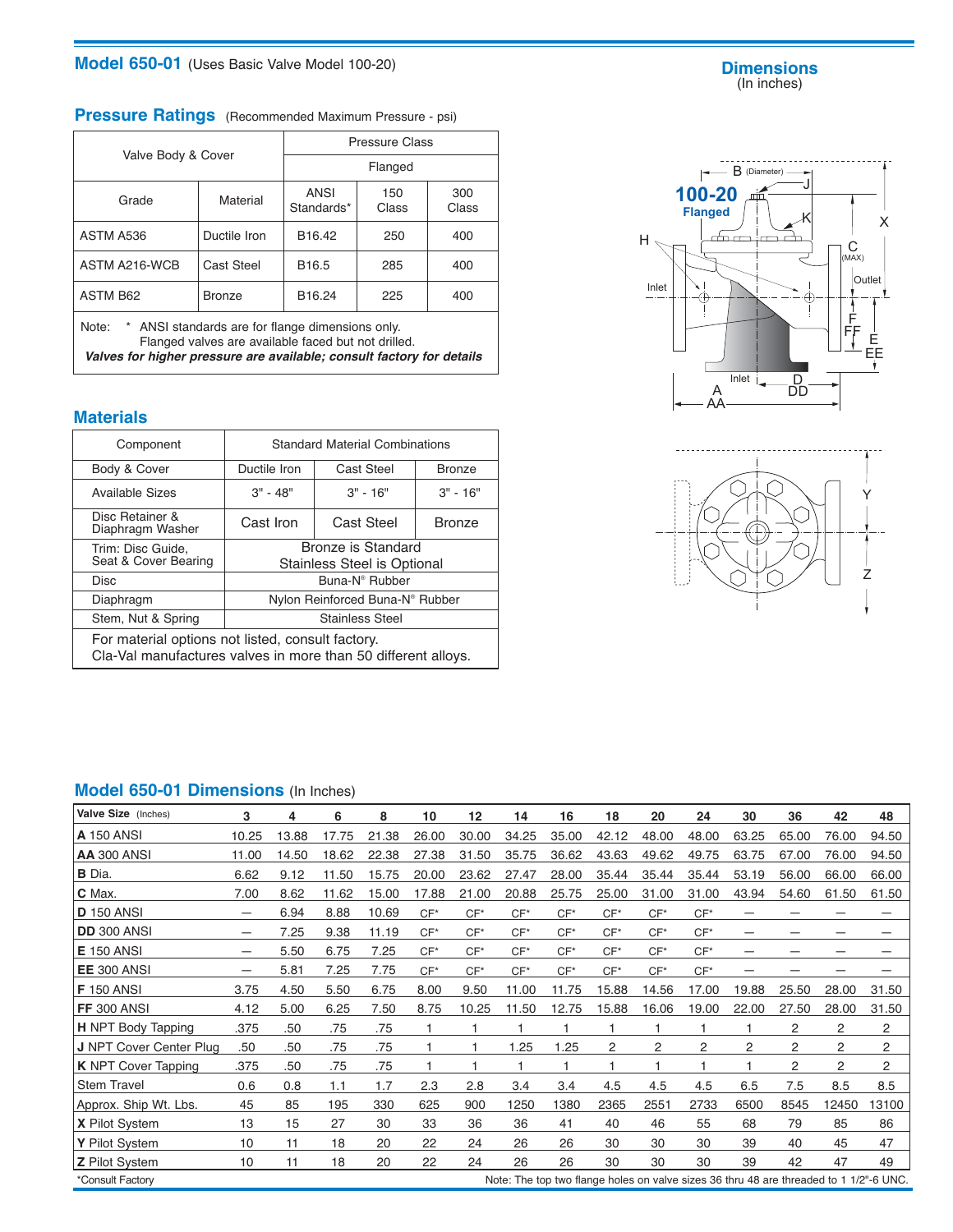## Model 650-01 (Uses Basic Valve Model 100-20)

## Pressure Ratings (Recommended Maximum Pressure - psi)

| Valve Body & Cover | | Pressure Class | | |
|---|---|---|---|---|
| | | Flanged | | |
| Grade | Material | ANSI Standards* | 150 Class | 300 Class |
| ASTM A536 | Ductile Iron | B16.42 | 250 | 400 |
| ASTM A216-WCB | Cast Steel | B16.5 | 285 | 400 |
| ASTM B62 | Bronze | B16.24 | 225 | 400 |

Note: * ANSI standards are for flange dimensions only.
Flanged valves are available faced but not drilled.
***Valves for higher pressure are available; consult factory for details***

## Materials

| Component | Standard Material Combinations | | |
|---|---|---|---|
| Body & Cover | Ductile Iron | Cast Steel | Bronze |
| Available Sizes | 3" - 48" | 3" - 16" | 3" - 16" |
| Disc Retainer & Diaphragm Washer | Cast Iron | Cast Steel | Bronze |
| Trim: Disc Guide, Seat & Cover Bearing | Bronze is Standard<br>Stainless Steel is Optional | | |
| Disc | Buna-N® Rubber | | |
| Diaphragm | Nylon Reinforced Buna-N® Rubber | | |
| Stem, Nut & Spring | Stainless Steel | | |

For material options not listed, consult factory.
Cla-Val manufactures valves in more than 50 different alloys.

## Dimensions
(In inches)

100-20 Flanged

## Model 650-01 Dimensions (In Inches)

| Valve Size (Inches) | 3 | 4 | 6 | 8 | 10 | 12 | 14 | 16 | 18 | 20 | 24 | 30 | 36 | 42 | 48 |
|---|---|---|---|---|---|---|---|---|---|---|---|---|---|---|---|
| **A** 150 ANSI | 10.25 | 13.88 | 17.75 | 21.38 | 26.00 | 30.00 | 34.25 | 35.00 | 42.12 | 48.00 | 48.00 | 63.25 | 65.00 | 76.00 | 94.50 |
| **AA** 300 ANSI | 11.00 | 14.50 | 18.62 | 22.38 | 27.38 | 31.50 | 35.75 | 36.62 | 43.63 | 49.62 | 49.75 | 63.75 | 67.00 | 76.00 | 94.50 |
| **B** Dia. | 6.62 | 9.12 | 11.50 | 15.75 | 20.00 | 23.62 | 27.47 | 28.00 | 35.44 | 35.44 | 35.44 | 53.19 | 56.00 | 66.00 | 66.00 |
| **C** Max. | 7.00 | 8.62 | 11.62 | 15.00 | 17.88 | 21.00 | 20.88 | 25.75 | 25.00 | 31.00 | 31.00 | 43.94 | 54.60 | 61.50 | 61.50 |
| **D** 150 ANSI | — | 6.94 | 8.88 | 10.69 | CF* | CF* | CF* | CF* | CF* | CF* | CF* | — | — | — | — |
| **DD** 300 ANSI | — | 7.25 | 9.38 | 11.19 | CF* | CF* | CF* | CF* | CF* | CF* | CF* | — | — | — | — |
| **E** 150 ANSI | — | 5.50 | 6.75 | 7.25 | CF* | CF* | CF* | CF* | CF* | CF* | CF* | — | — | — | — |
| **EE** 300 ANSI | — | 5.81 | 7.25 | 7.75 | CF* | CF* | CF* | CF* | CF* | CF* | CF* | — | — | — | — |
| **F** 150 ANSI | 3.75 | 4.50 | 5.50 | 6.75 | 8.00 | 9.50 | 11.00 | 11.75 | 15.88 | 14.56 | 17.00 | 19.88 | 25.50 | 28.00 | 31.50 |
| **FF** 300 ANSI | 4.12 | 5.00 | 6.25 | 7.50 | 8.75 | 10.25 | 11.50 | 12.75 | 15.88 | 16.06 | 19.00 | 22.00 | 27.50 | 28.00 | 31.50 |
| **H** NPT Body Tapping | .375 | .50 | .75 | .75 | 1 | 1 | 1 | 1 | 1 | 1 | 1 | 1 | 2 | 2 | 2 |
| **J** NPT Cover Center Plug | .50 | .50 | .75 | .75 | 1 | 1 | 1.25 | 1.25 | 2 | 2 | 2 | 2 | 2 | 2 | 2 |
| **K** NPT Cover Tapping | .375 | .50 | .75 | .75 | 1 | 1 | 1 | 1 | 1 | 1 | 1 | 1 | 2 | 2 | 2 |
| Stem Travel | 0.6 | 0.8 | 1.1 | 1.7 | 2.3 | 2.8 | 3.4 | 3.4 | 4.5 | 4.5 | 4.5 | 6.5 | 7.5 | 8.5 | 8.5 |
| Approx. Ship Wt. Lbs. | 45 | 85 | 195 | 330 | 625 | 900 | 1250 | 1380 | 2365 | 2551 | 2733 | 6500 | 8545 | 12450 | 13100 |
| **X** Pilot System | 13 | 15 | 27 | 30 | 33 | 36 | 36 | 41 | 40 | 46 | 55 | 68 | 79 | 85 | 86 |
| **Y** Pilot System | 10 | 11 | 18 | 20 | 22 | 24 | 26 | 26 | 30 | 30 | 30 | 39 | 40 | 45 | 47 |
| **Z** Pilot System | 10 | 11 | 18 | 20 | 22 | 24 | 26 | 26 | 30 | 30 | 30 | 39 | 42 | 47 | 49 |

*Consult Factory

Note: The top two flange holes on valve sizes 36 thru 48 are threaded to 1 1/2"-6 UNC.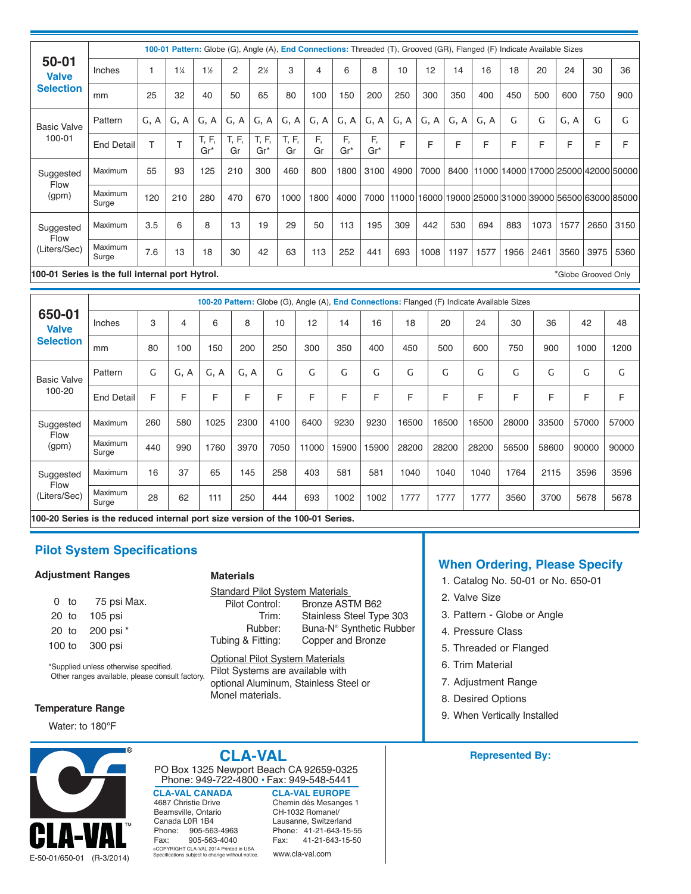| 50-01 Valve Selection | | 100-01 Pattern: Globe (G), Angle (A), End Connections: Threaded (T), Grooved (GR), Flanged (F) Indicate Available Sizes | | | | | | | | | | | | | | | | | |
|---|---|---|---|---|---|---|---|---|---|---|---|---|---|---|---|---|---|---|---|
| | Inches | 1 | 1¼ | 1½ | 2 | 2½ | 3 | 4 | 6 | 8 | 10 | 12 | 14 | 16 | 18 | 20 | 24 | 30 | 36 |
| | mm | 25 | 32 | 40 | 50 | 65 | 80 | 100 | 150 | 200 | 250 | 300 | 350 | 400 | 450 | 500 | 600 | 750 | 900 |
| Basic Valve 100-01 | Pattern | G, A | G, A | G, A | G, A | G, A | G, A | G, A | G, A | G, A | G, A | G, A | G, A | G, A | G | G | G, A | G | G |
| | End Detail | T | T | T, F, Gr* | T, F, Gr | T, F, Gr* | T, F, Gr | F, Gr | F, Gr* | F, Gr* | F | F | F | F | F | F | F | F | F |
| Suggested Flow (gpm) | Maximum | 55 | 93 | 125 | 210 | 300 | 460 | 800 | 1800 | 3100 | 4900 | 7000 | 8400 | 11000 | 14000 | 17000 | 25000 | 42000 | 50000 |
| | Maximum Surge | 120 | 210 | 280 | 470 | 670 | 1000 | 1800 | 4000 | 7000 | 11000 | 16000 | 19000 | 25000 | 31000 | 39000 | 56500 | 63000 | 85000 |
| Suggested Flow (Liters/Sec) | Maximum | 3.5 | 6 | 8 | 13 | 19 | 29 | 50 | 113 | 195 | 309 | 442 | 530 | 694 | 883 | 1073 | 1577 | 2650 | 3150 |
| | Maximum Surge | 7.6 | 13 | 18 | 30 | 42 | 63 | 113 | 252 | 441 | 693 | 1008 | 1197 | 1577 | 1956 | 2461 | 3560 | 3975 | 5360 |

**100-01 Series is the full internal port Hytrol.** *Globe Grooved Only

| 650-01 Valve Selection | | 100-20 Pattern: Globe (G), Angle (A), End Connections: Flanged (F) Indicate Available Sizes | | | | | | | | | | | | | | |
|---|---|---|---|---|---|---|---|---|---|---|---|---|---|---|---|---|
| | Inches | 3 | 4 | 6 | 8 | 10 | 12 | 14 | 16 | 18 | 20 | 24 | 30 | 36 | 42 | 48 |
| | mm | 80 | 100 | 150 | 200 | 250 | 300 | 350 | 400 | 450 | 500 | 600 | 750 | 900 | 1000 | 1200 |
| Basic Valve 100-20 | Pattern | G | G, A | G, A | G, A | G | G | G | G | G | G | G | G | G | G | G |
| | End Detail | F | F | F | F | F | F | F | F | F | F | F | F | F | F | F |
| Suggested Flow (gpm) | Maximum | 260 | 580 | 1025 | 2300 | 4100 | 6400 | 9230 | 9230 | 16500 | 16500 | 16500 | 28000 | 33500 | 57000 | 57000 |
| | Maximum Surge | 440 | 990 | 1760 | 3970 | 7050 | 11000 | 15900 | 15900 | 28200 | 28200 | 28200 | 56500 | 58600 | 90000 | 90000 |
| Suggested Flow (Liters/Sec) | Maximum | 16 | 37 | 65 | 145 | 258 | 403 | 581 | 581 | 1040 | 1040 | 1040 | 1764 | 2115 | 3596 | 3596 |
| | Maximum Surge | 28 | 62 | 111 | 250 | 444 | 693 | 1002 | 1002 | 1777 | 1777 | 1777 | 3560 | 3700 | 5678 | 5678 |

**100-20 Series is the reduced internal port size version of the 100-01 Series.**

## Pilot System Specifications

### Adjustment Ranges

0 to 75 psi Max.
20 to 105 psi
20 to 200 psi *
100 to 300 psi

*Supplied unless otherwise specified.
Other ranges available, please consult factory.

### Temperature Range

Water: to 180°F

### Materials

Standard Pilot System Materials

| | |
|---|---|
| Pilot Control: | Bronze ASTM B62 |
| Trim: | Stainless Steel Type 303 |
| Rubber: | Buna-N® Synthetic Rubber |
| Tubing & Fitting: | Copper and Bronze |

Optional Pilot System Materials
Pilot Systems are available with optional Aluminum, Stainless Steel or Monel materials.

## When Ordering, Please Specify

1. Catalog No. 50-01 or No. 650-01
2. Valve Size
3. Pattern - Globe or Angle
4. Pressure Class
5. Threaded or Flanged
6. Trim Material
7. Adjustment Range
8. Desired Options
9. When Vertically Installed

**CLA-VAL**
PO Box 1325 Newport Beach CA 92659-0325
Phone: 949-722-4800 • Fax: 949-548-5441

**CLA-VAL CANADA**
4687 Christie Drive
Beamsville, Ontario
Canada L0R 1B4
Phone: 905-563-4963
Fax: 905-563-4040

**CLA-VAL EUROPE**
Chemin dés Mesanges 1
CH-1032 Romanel/
Lausanne, Switzerland
Phone: 41-21-643-15-55
Fax: 41-21-643-15-50

www.cla-val.com

©COPYRIGHT CLA-VAL 2014 Printed in USA
Specifications subject to change without notice.

**Represented By:**

E-50-01/650-01 (R-3/2014)